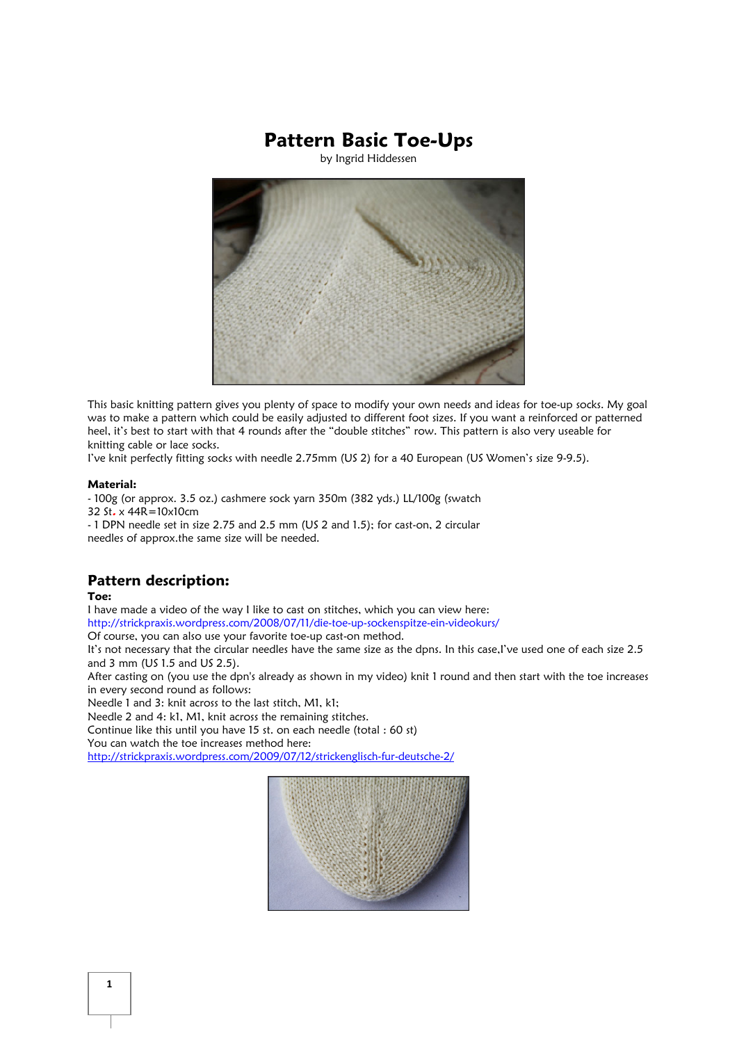# Pattern Basic Toe-Ups

by Ingrid Hiddessen

This basic knitting pattern gives you plenty of space to modify your own needs and ideas for toe-up socks. My goal was to make a pattern which could be easily adjusted to different foot sizes. If you want a reinforced or patterned heel, it's best to start with that 4 rounds after the "double stitches" row. This pattern is also very useable for knitting cable or lace socks.

I've knit perfectly fitting socks with needle 2.75mm (US 2) for a 40 European (US Women's size 9-9.5).

**Material:**

- 100g (or approx. 3.5 oz.) cashmere sock yarn 350m (382 yds.) LL/100g (swatch 32 St. x 44R=10x10cm
- 1 DPN needle set in size 2.75 and 2.5 mm (US 2 and 1.5); for cast-on, 2 circular needles of approx.the same size will be needed.

## Pattern description:

**Toe:**

I have made a video of the way I like to cast on stitches, which you can view here:
http://strickpraxis.wordpress.com/2008/07/11/die-toe-up-sockenspitze-ein-videokurs/

Of course, you can also use your favorite toe-up cast-on method.

It's not necessary that the circular needles have the same size as the dpns. In this case,I've used one of each size 2.5 and 3 mm (US 1.5 and US 2.5).

After casting on (you use the dpn's already as shown in my video) knit 1 round and then start with the toe increases in every second round as follows:

Needle 1 and 3: knit across to the last stitch, M1, k1;

Needle 2 and 4: k1, M1, knit across the remaining stitches.

Continue like this until you have 15 st. on each needle (total : 60 st)

You can watch the toe increases method here:
http://strickpraxis.wordpress.com/2009/07/12/strickenglisch-fur-deutsche-2/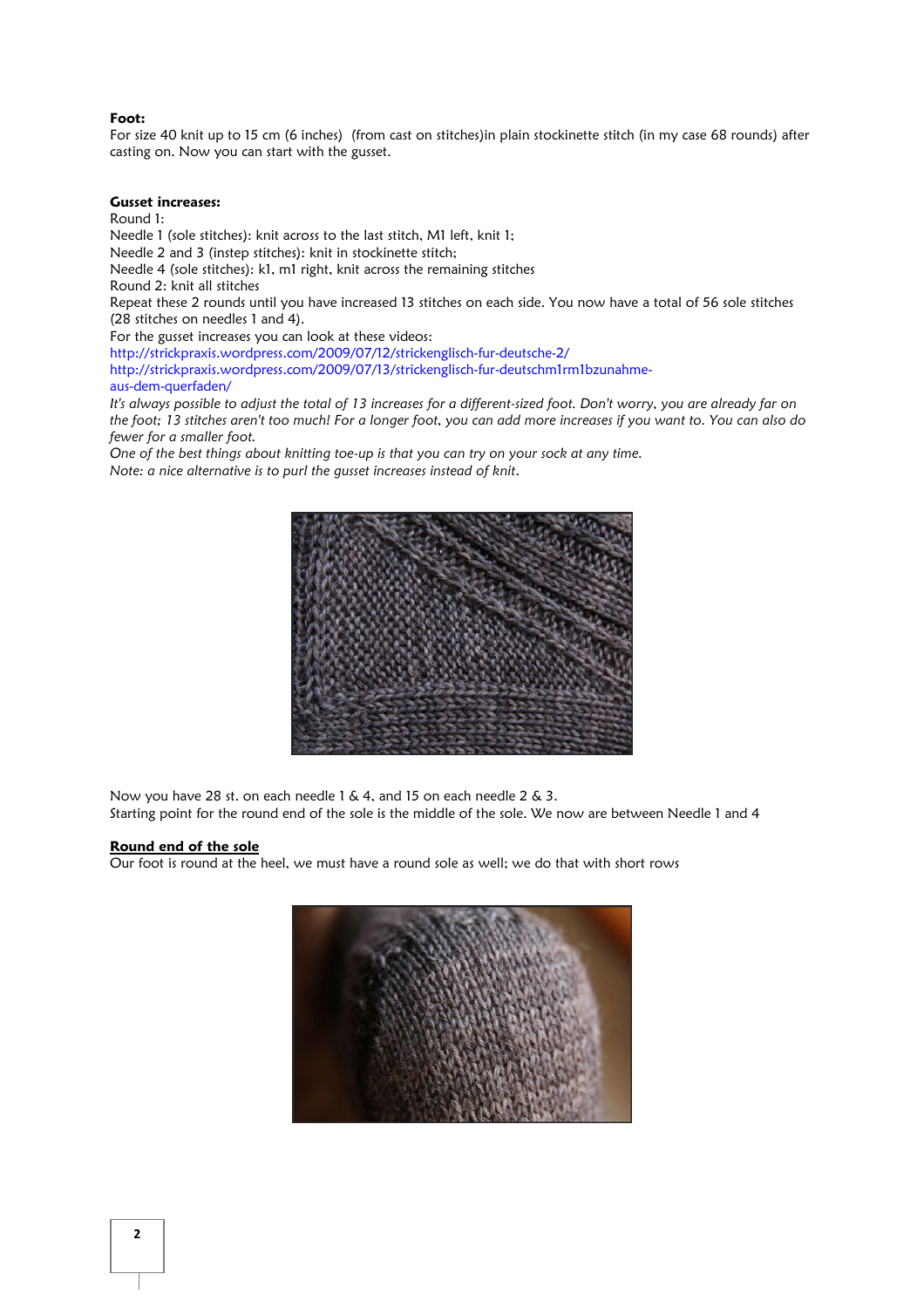**Foot:**

For size 40 knit up to 15 cm (6 inches)  (from cast on stitches)in plain stockinette stitch (in my case 68 rounds) after casting on. Now you can start with the gusset.

**Gusset increases:**

Round 1:
Needle 1 (sole stitches): knit across to the last stitch, M1 left, knit 1;
Needle 2 and 3 (instep stitches): knit in stockinette stitch;
Needle 4 (sole stitches): k1, m1 right, knit across the remaining stitches
Round 2: knit all stitches
Repeat these 2 rounds until you have increased 13 stitches on each side. You now have a total of 56 sole stitches (28 stitches on needles 1 and 4).
For the gusset increases you can look at these videos:
http://strickpraxis.wordpress.com/2009/07/12/strickenglisch-fur-deutsche-2/
http://strickpraxis.wordpress.com/2009/07/13/strickenglisch-fur-deutschm1rm1bzunahme-aus-dem-querfaden/

*It's always possible to adjust the total of 13 increases for a different-sized foot. Don't worry, you are already far on the foot; 13 stitches aren't too much! For a longer foot, you can add more increases if you want to. You can also do fewer for a smaller foot.*
*One of the best things about knitting toe-up is that you can try on your sock at any time.*
*Note: a nice alternative is to purl the gusset increases instead of knit.*

Now you have 28 st. on each needle 1 & 4, and 15 on each needle 2 & 3.
Starting point for the round end of the sole is the middle of the sole. We now are between Needle 1 and 4

**Round end of the sole**

Our foot is round at the heel, we must have a round sole as well; we do that with short rows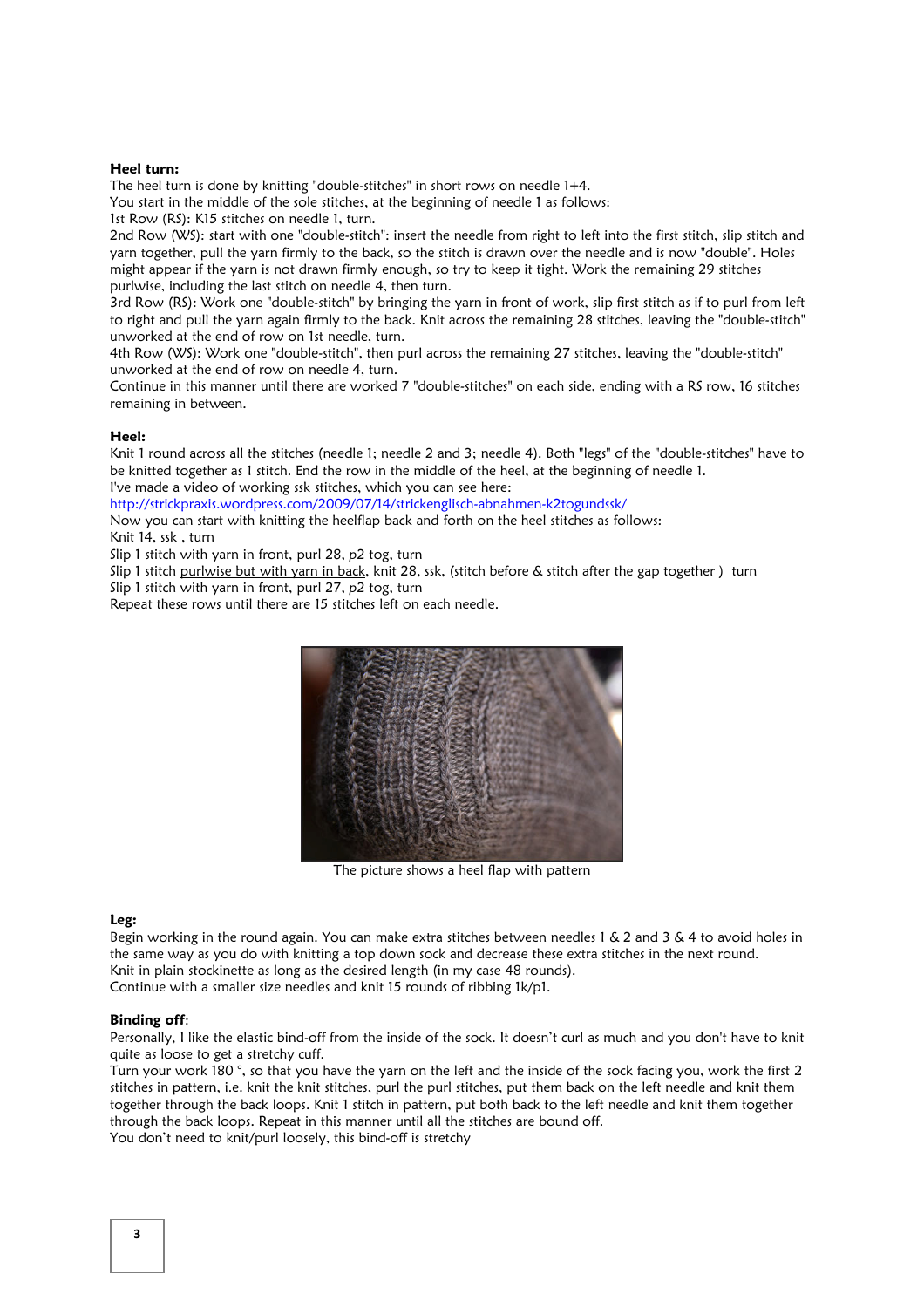**Heel turn:**

The heel turn is done by knitting "double-stitches" in short rows on needle 1+4.
You start in the middle of the sole stitches, at the beginning of needle 1 as follows:
1st Row (RS): K15 stitches on needle 1, turn.
2nd Row (WS): start with one "double-stitch": insert the needle from right to left into the first stitch, slip stitch and yarn together, pull the yarn firmly to the back, so the stitch is drawn over the needle and is now "double". Holes might appear if the yarn is not drawn firmly enough, so try to keep it tight. Work the remaining 29 stitches purlwise, including the last stitch on needle 4, then turn.
3rd Row (RS): Work one "double-stitch" by bringing the yarn in front of work, slip first stitch as if to purl from left to right and pull the yarn again firmly to the back. Knit across the remaining 28 stitches, leaving the "double-stitch" unworked at the end of row on 1st needle, turn.
4th Row (WS): Work one "double-stitch", then purl across the remaining 27 stitches, leaving the "double-stitch" unworked at the end of row on needle 4, turn.
Continue in this manner until there are worked 7 "double-stitches" on each side, ending with a RS row, 16 stitches remaining in between.

**Heel:**

Knit 1 round across all the stitches (needle 1; needle 2 and 3; needle 4). Both "legs" of the "double-stitches" have to be knitted together as 1 stitch. End the row in the middle of the heel, at the beginning of needle 1.
I've made a video of working ssk stitches, which you can see here:
http://strickpraxis.wordpress.com/2009/07/14/strickenglisch-abnahmen-k2togundssk/
Now you can start with knitting the heelflap back and forth on the heel stitches as follows:
Knit 14, ssk , turn
Slip 1 stitch with yarn in front, purl 28, p2 tog, turn
Slip 1 stitch purlwise but with yarn in back, knit 28, ssk, (stitch before & stitch after the gap together ) turn
Slip 1 stitch with yarn in front, purl 27, p2 tog, turn
Repeat these rows until there are 15 stitches left on each needle.

The picture shows a heel flap with pattern

**Leg:**

Begin working in the round again. You can make extra stitches between needles 1 & 2 and 3 & 4 to avoid holes in the same way as you do with knitting a top down sock and decrease these extra stitches in the next round.
Knit in plain stockinette as long as the desired length (in my case 48 rounds).
Continue with a smaller size needles and knit 15 rounds of ribbing 1k/p1.

**Binding off**:

Personally, I like the elastic bind-off from the inside of the sock. It doesn't curl as much and you don't have to knit quite as loose to get a stretchy cuff.
Turn your work 180 °, so that you have the yarn on the left and the inside of the sock facing you, work the first 2 stitches in pattern, i.e. knit the knit stitches, purl the purl stitches, put them back on the left needle and knit them together through the back loops. Knit 1 stitch in pattern, put both back to the left needle and knit them together through the back loops. Repeat in this manner until all the stitches are bound off.
You don't need to knit/purl loosely, this bind-off is stretchy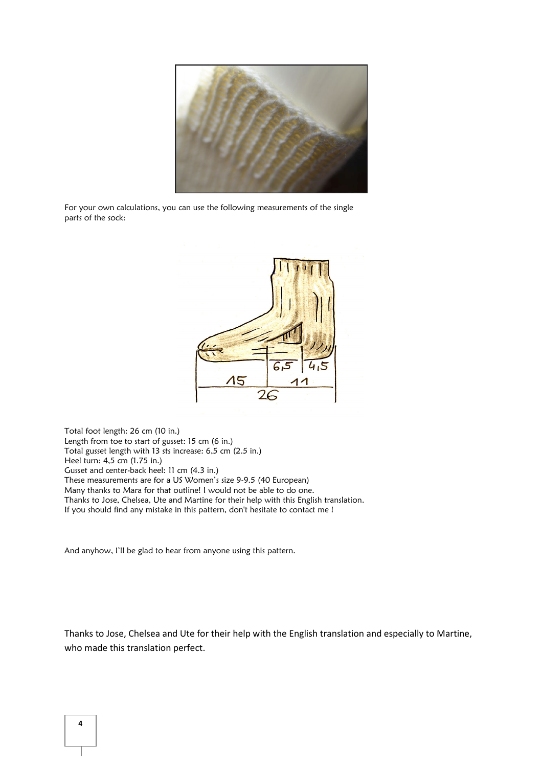For your own calculations, you can use the following measurements of the single parts of the sock:

6,5
4,5
15
11
26

Total foot length: 26 cm (10 in.)
Length from toe to start of gusset: 15 cm (6 in.)
Total gusset length with 13 sts increase: 6,5 cm (2.5 in.)
Heel turn: 4,5 cm (1.75 in.)
Gusset and center-back heel: 11 cm (4.3 in.)
These measurements are for a US Women's size 9-9.5 (40 European)
Many thanks to Mara for that outline! I would not be able to do one.
Thanks to Jose, Chelsea, Ute and Martine for their help with this English translation.
If you should find any mistake in this pattern, don't hesitate to contact me !

And anyhow, I'll be glad to hear from anyone using this pattern.

Thanks to Jose, Chelsea and Ute for their help with the English translation and especially to Martine, who made this translation perfect.